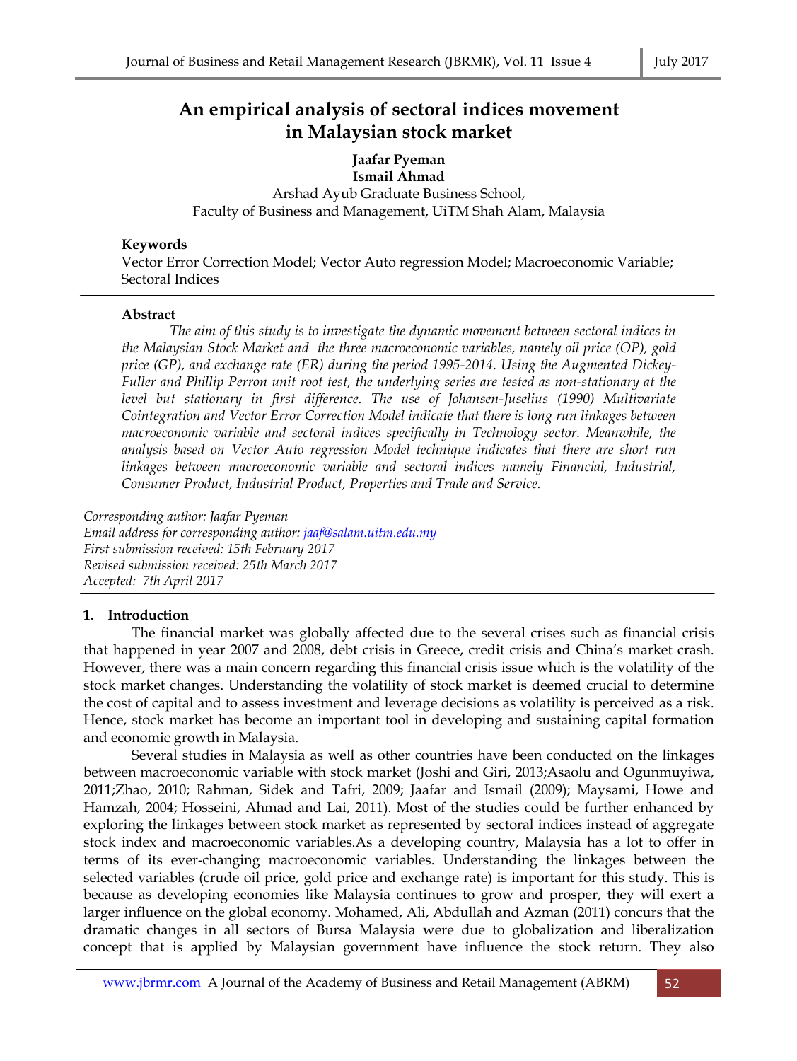# An empirical analysis of sectoral indices movement in Malaysian stock market

**Jaafar Pyeman**
**Ismail Ahmad**

Arshad Ayub Graduate Business School,
Faculty of Business and Management, UiTM Shah Alam, Malaysia

**Keywords**

Vector Error Correction Model; Vector Auto regression Model; Macroeconomic Variable; Sectoral Indices

**Abstract**

*The aim of this study is to investigate the dynamic movement between sectoral indices in the Malaysian Stock Market and the three macroeconomic variables, namely oil price (OP), gold price (GP), and exchange rate (ER) during the period 1995-2014. Using the Augmented Dickey-Fuller and Phillip Perron unit root test, the underlying series are tested as non-stationary at the level but stationary in first difference. The use of Johansen-Juselius (1990) Multivariate Cointegration and Vector Error Correction Model indicate that there is long run linkages between macroeconomic variable and sectoral indices specifically in Technology sector. Meanwhile, the analysis based on Vector Auto regression Model technique indicates that there are short run linkages between macroeconomic variable and sectoral indices namely Financial, Industrial, Consumer Product, Industrial Product, Properties and Trade and Service.*

*Corresponding author: Jaafar Pyeman*
*Email address for corresponding author: jaaf@salam.uitm.edu.my*
*First submission received: 15th February 2017*
*Revised submission received: 25th March 2017*
*Accepted: 7th April 2017*

## 1. Introduction

The financial market was globally affected due to the several crises such as financial crisis that happened in year 2007 and 2008, debt crisis in Greece, credit crisis and China's market crash. However, there was a main concern regarding this financial crisis issue which is the volatility of the stock market changes. Understanding the volatility of stock market is deemed crucial to determine the cost of capital and to assess investment and leverage decisions as volatility is perceived as a risk. Hence, stock market has become an important tool in developing and sustaining capital formation and economic growth in Malaysia.

Several studies in Malaysia as well as other countries have been conducted on the linkages between macroeconomic variable with stock market (Joshi and Giri, 2013;Asaolu and Ogunmuyiwa, 2011;Zhao, 2010; Rahman, Sidek and Tafri, 2009; Jaafar and Ismail (2009); Maysami, Howe and Hamzah, 2004; Hosseini, Ahmad and Lai, 2011). Most of the studies could be further enhanced by exploring the linkages between stock market as represented by sectoral indices instead of aggregate stock index and macroeconomic variables.As a developing country, Malaysia has a lot to offer in terms of its ever-changing macroeconomic variables. Understanding the linkages between the selected variables (crude oil price, gold price and exchange rate) is important for this study. This is because as developing economies like Malaysia continues to grow and prosper, they will exert a larger influence on the global economy. Mohamed, Ali, Abdullah and Azman (2011) concurs that the dramatic changes in all sectors of Bursa Malaysia were due to globalization and liberalization concept that is applied by Malaysian government have influence the stock return. They also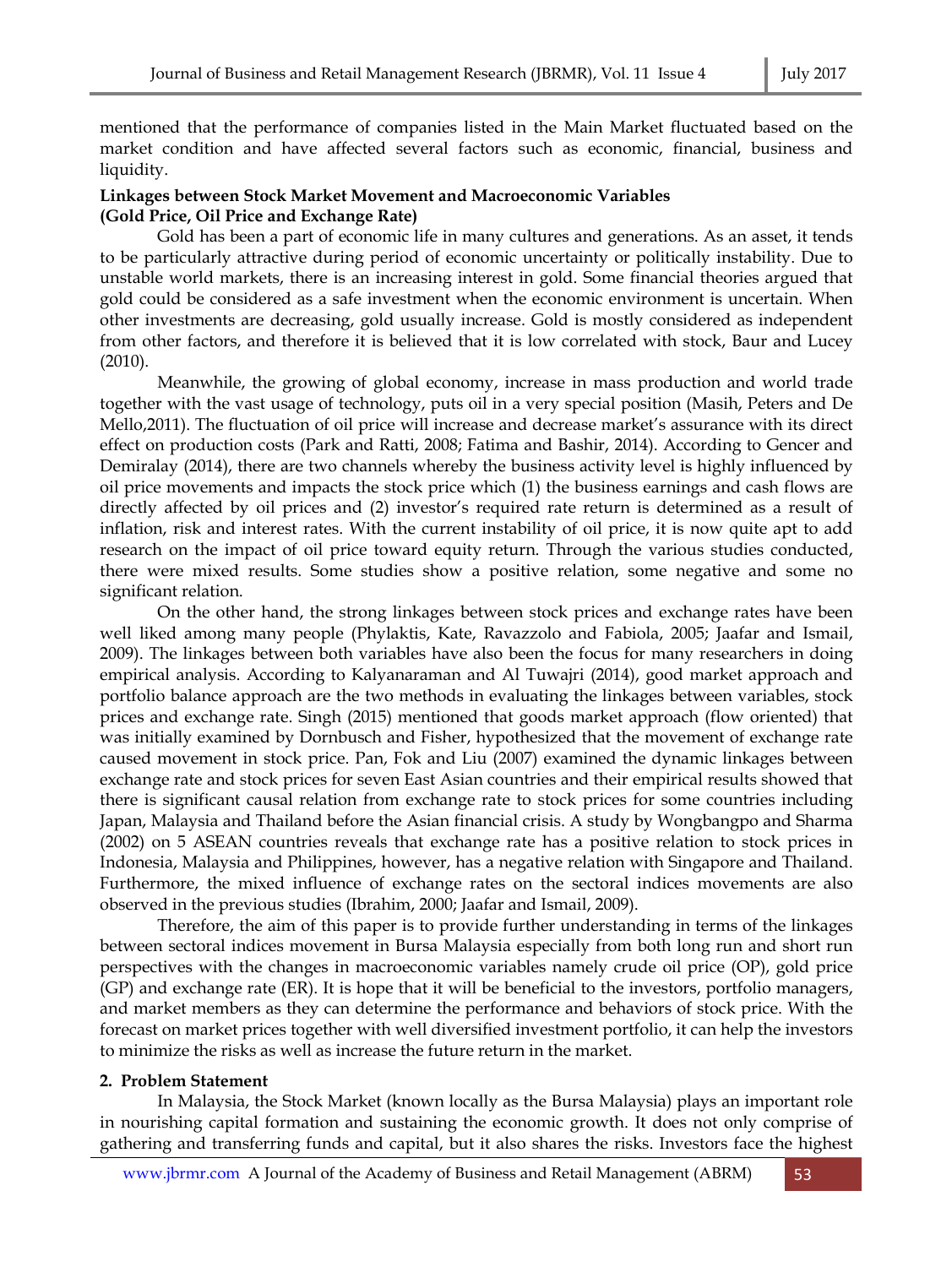mentioned that the performance of companies listed in the Main Market fluctuated based on the market condition and have affected several factors such as economic, financial, business and liquidity.

**Linkages between Stock Market Movement and Macroeconomic Variables (Gold Price, Oil Price and Exchange Rate)**

Gold has been a part of economic life in many cultures and generations. As an asset, it tends to be particularly attractive during period of economic uncertainty or politically instability. Due to unstable world markets, there is an increasing interest in gold. Some financial theories argued that gold could be considered as a safe investment when the economic environment is uncertain. When other investments are decreasing, gold usually increase. Gold is mostly considered as independent from other factors, and therefore it is believed that it is low correlated with stock, Baur and Lucey (2010).

Meanwhile, the growing of global economy, increase in mass production and world trade together with the vast usage of technology, puts oil in a very special position (Masih, Peters and De Mello,2011). The fluctuation of oil price will increase and decrease market's assurance with its direct effect on production costs (Park and Ratti, 2008; Fatima and Bashir, 2014). According to Gencer and Demiralay (2014), there are two channels whereby the business activity level is highly influenced by oil price movements and impacts the stock price which (1) the business earnings and cash flows are directly affected by oil prices and (2) investor's required rate return is determined as a result of inflation, risk and interest rates. With the current instability of oil price, it is now quite apt to add research on the impact of oil price toward equity return. Through the various studies conducted, there were mixed results. Some studies show a positive relation, some negative and some no significant relation.

On the other hand, the strong linkages between stock prices and exchange rates have been well liked among many people (Phylaktis, Kate, Ravazzolo and Fabiola, 2005; Jaafar and Ismail, 2009). The linkages between both variables have also been the focus for many researchers in doing empirical analysis. According to Kalyanaraman and Al Tuwajri (2014), good market approach and portfolio balance approach are the two methods in evaluating the linkages between variables, stock prices and exchange rate. Singh (2015) mentioned that goods market approach (flow oriented) that was initially examined by Dornbusch and Fisher, hypothesized that the movement of exchange rate caused movement in stock price. Pan, Fok and Liu (2007) examined the dynamic linkages between exchange rate and stock prices for seven East Asian countries and their empirical results showed that there is significant causal relation from exchange rate to stock prices for some countries including Japan, Malaysia and Thailand before the Asian financial crisis. A study by Wongbangpo and Sharma (2002) on 5 ASEAN countries reveals that exchange rate has a positive relation to stock prices in Indonesia, Malaysia and Philippines, however, has a negative relation with Singapore and Thailand. Furthermore, the mixed influence of exchange rates on the sectoral indices movements are also observed in the previous studies (Ibrahim, 2000; Jaafar and Ismail, 2009).

Therefore, the aim of this paper is to provide further understanding in terms of the linkages between sectoral indices movement in Bursa Malaysia especially from both long run and short run perspectives with the changes in macroeconomic variables namely crude oil price (OP), gold price (GP) and exchange rate (ER). It is hope that it will be beneficial to the investors, portfolio managers, and market members as they can determine the performance and behaviors of stock price. With the forecast on market prices together with well diversified investment portfolio, it can help the investors to minimize the risks as well as increase the future return in the market.

## 2. Problem Statement

In Malaysia, the Stock Market (known locally as the Bursa Malaysia) plays an important role in nourishing capital formation and sustaining the economic growth. It does not only comprise of gathering and transferring funds and capital, but it also shares the risks. Investors face the highest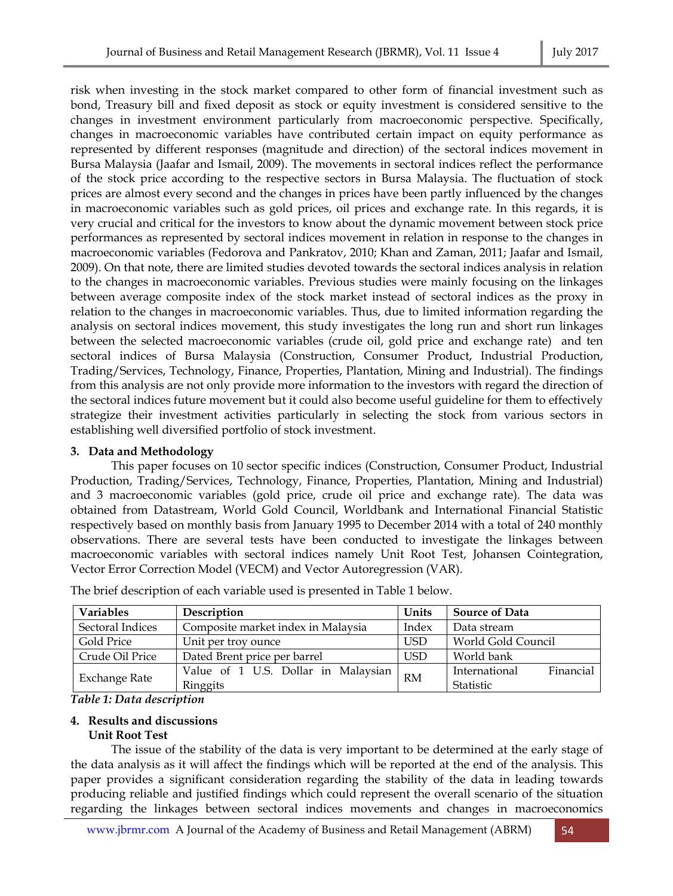risk when investing in the stock market compared to other form of financial investment such as bond, Treasury bill and fixed deposit as stock or equity investment is considered sensitive to the changes in investment environment particularly from macroeconomic perspective. Specifically, changes in macroeconomic variables have contributed certain impact on equity performance as represented by different responses (magnitude and direction) of the sectoral indices movement in Bursa Malaysia (Jaafar and Ismail, 2009). The movements in sectoral indices reflect the performance of the stock price according to the respective sectors in Bursa Malaysia. The fluctuation of stock prices are almost every second and the changes in prices have been partly influenced by the changes in macroeconomic variables such as gold prices, oil prices and exchange rate. In this regards, it is very crucial and critical for the investors to know about the dynamic movement between stock price performances as represented by sectoral indices movement in relation in response to the changes in macroeconomic variables (Fedorova and Pankratov, 2010; Khan and Zaman, 2011; Jaafar and Ismail, 2009). On that note, there are limited studies devoted towards the sectoral indices analysis in relation to the changes in macroeconomic variables. Previous studies were mainly focusing on the linkages between average composite index of the stock market instead of sectoral indices as the proxy in relation to the changes in macroeconomic variables. Thus, due to limited information regarding the analysis on sectoral indices movement, this study investigates the long run and short run linkages between the selected macroeconomic variables (crude oil, gold price and exchange rate) and ten sectoral indices of Bursa Malaysia (Construction, Consumer Product, Industrial Production, Trading/Services, Technology, Finance, Properties, Plantation, Mining and Industrial). The findings from this analysis are not only provide more information to the investors with regard the direction of the sectoral indices future movement but it could also become useful guideline for them to effectively strategize their investment activities particularly in selecting the stock from various sectors in establishing well diversified portfolio of stock investment.

## 3. Data and Methodology

This paper focuses on 10 sector specific indices (Construction, Consumer Product, Industrial Production, Trading/Services, Technology, Finance, Properties, Plantation, Mining and Industrial) and 3 macroeconomic variables (gold price, crude oil price and exchange rate). The data was obtained from Datastream, World Gold Council, Worldbank and International Financial Statistic respectively based on monthly basis from January 1995 to December 2014 with a total of 240 monthly observations. There are several tests have been conducted to investigate the linkages between macroeconomic variables with sectoral indices namely Unit Root Test, Johansen Cointegration, Vector Error Correction Model (VECM) and Vector Autoregression (VAR).

The brief description of each variable used is presented in Table 1 below.

| Variables | Description | Units | Source of Data |
|---|---|---|---|
| Sectoral Indices | Composite market index in Malaysia | Index | Data stream |
| Gold Price | Unit per troy ounce | USD | World Gold Council |
| Crude Oil Price | Dated Brent price per barrel | USD | World bank |
| Exchange Rate | Value of 1 U.S. Dollar in Malaysian Ringgits | RM | International Financial Statistic |

*Table 1: Data description*

## 4. Results and discussions

### Unit Root Test

The issue of the stability of the data is very important to be determined at the early stage of the data analysis as it will affect the findings which will be reported at the end of the analysis. This paper provides a significant consideration regarding the stability of the data in leading towards producing reliable and justified findings which could represent the overall scenario of the situation regarding the linkages between sectoral indices movements and changes in macroeconomics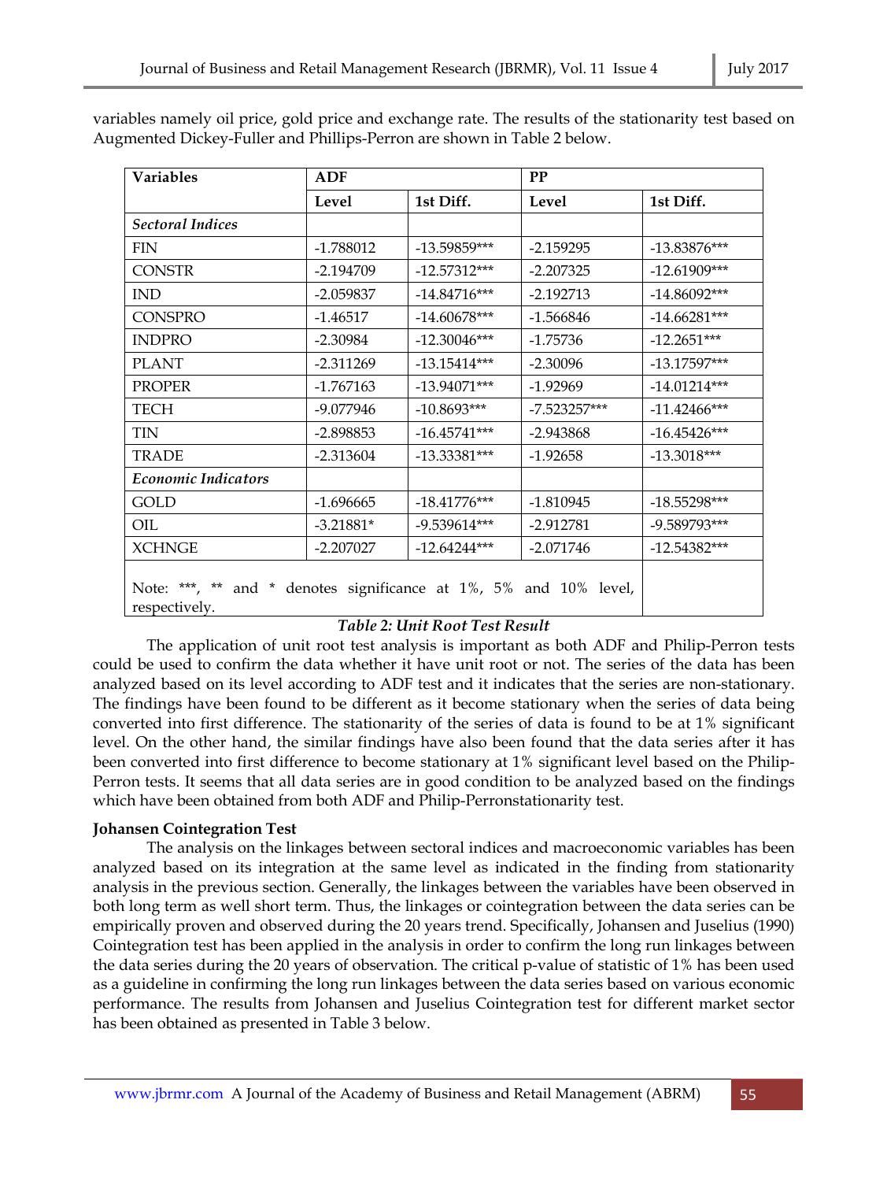variables namely oil price, gold price and exchange rate. The results of the stationarity test based on Augmented Dickey-Fuller and Phillips-Perron are shown in Table 2 below.

| **Variables** | **ADF** | | **PP** | |
|---|---|---|---|---|
| | **Level** | **1st Diff.** | **Level** | **1st Diff.** |
| ***Sectoral Indices*** | | | | |
| FIN | -1.788012 | -13.59859*** | -2.159295 | -13.83876*** |
| CONSTR | -2.194709 | -12.57312*** | -2.207325 | -12.61909*** |
| IND | -2.059837 | -14.84716*** | -2.192713 | -14.86092*** |
| CONSPRO | -1.46517 | -14.60678*** | -1.566846 | -14.66281*** |
| INDPRO | -2.30984 | -12.30046*** | -1.75736 | -12.2651*** |
| PLANT | -2.311269 | -13.15414*** | -2.30096 | -13.17597*** |
| PROPER | -1.767163 | -13.94071*** | -1.92969 | -14.01214*** |
| TECH | -9.077946 | -10.8693*** | -7.523257*** | -11.42466*** |
| TIN | -2.898853 | -16.45741*** | -2.943868 | -16.45426*** |
| TRADE | -2.313604 | -13.33381*** | -1.92658 | -13.3018*** |
| ***Economic Indicators*** | | | | |
| GOLD | -1.696665 | -18.41776*** | -1.810945 | -18.55298*** |
| OIL | -3.21881* | -9.539614*** | -2.912781 | -9.589793*** |
| XCHNGE | -2.207027 | -12.64244*** | -2.071746 | -12.54382*** |
| Note: ***, ** and * denotes significance at 1%, 5% and 10% level, respectively. | | | | |

*Table 2: Unit Root Test Result*

The application of unit root test analysis is important as both ADF and Philip-Perron tests could be used to confirm the data whether it have unit root or not. The series of the data has been analyzed based on its level according to ADF test and it indicates that the series are non-stationary. The findings have been found to be different as it become stationary when the series of data being converted into first difference. The stationarity of the series of data is found to be at 1% significant level. On the other hand, the similar findings have also been found that the data series after it has been converted into first difference to become stationary at 1% significant level based on the Philip-Perron tests. It seems that all data series are in good condition to be analyzed based on the findings which have been obtained from both ADF and Philip-Perronstationarity test.

**Johansen Cointegration Test**

The analysis on the linkages between sectoral indices and macroeconomic variables has been analyzed based on its integration at the same level as indicated in the finding from stationarity analysis in the previous section. Generally, the linkages between the variables have been observed in both long term as well short term. Thus, the linkages or cointegration between the data series can be empirically proven and observed during the 20 years trend. Specifically, Johansen and Juselius (1990) Cointegration test has been applied in the analysis in order to confirm the long run linkages between the data series during the 20 years of observation. The critical p-value of statistic of 1% has been used as a guideline in confirming the long run linkages between the data series based on various economic performance. The results from Johansen and Juselius Cointegration test for different market sector has been obtained as presented in Table 3 below.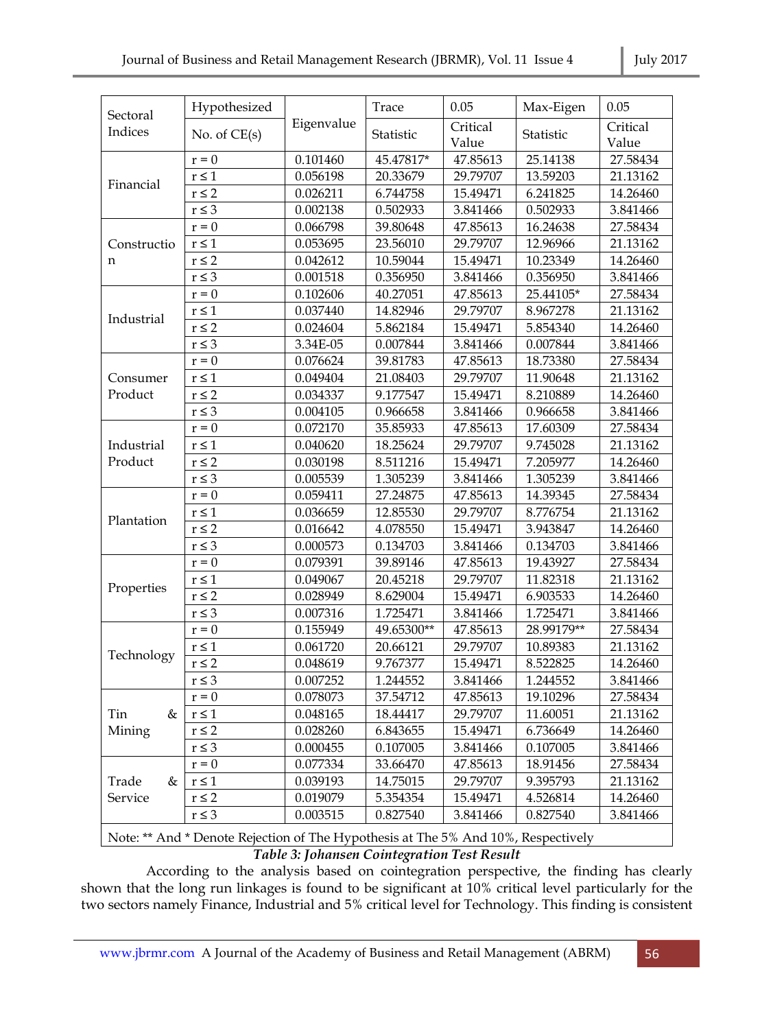| Sectoral Indices | Hypothesized | Eigenvalue | Trace | 0.05 | Max-Eigen | 0.05 |
|---|---|---|---|---|---|---|
| | No. of CE(s) | | Statistic | Critical Value | Statistic | Critical Value |
| Financial | r = 0 | 0.101460 | 45.47817* | 47.85613 | 25.14138 | 27.58434 |
| | r ≤ 1 | 0.056198 | 20.33679 | 29.79707 | 13.59203 | 21.13162 |
| | r ≤ 2 | 0.026211 | 6.744758 | 15.49471 | 6.241825 | 14.26460 |
| | r ≤ 3 | 0.002138 | 0.502933 | 3.841466 | 0.502933 | 3.841466 |
| Construction | r = 0 | 0.066798 | 39.80648 | 47.85613 | 16.24638 | 27.58434 |
| | r ≤ 1 | 0.053695 | 23.56010 | 29.79707 | 12.96966 | 21.13162 |
| | r ≤ 2 | 0.042612 | 10.59044 | 15.49471 | 10.23349 | 14.26460 |
| | r ≤ 3 | 0.001518 | 0.356950 | 3.841466 | 0.356950 | 3.841466 |
| Industrial | r = 0 | 0.102606 | 40.27051 | 47.85613 | 25.44105* | 27.58434 |
| | r ≤ 1 | 0.037440 | 14.82946 | 29.79707 | 8.967278 | 21.13162 |
| | r ≤ 2 | 0.024604 | 5.862184 | 15.49471 | 5.854340 | 14.26460 |
| | r ≤ 3 | 3.34E-05 | 0.007844 | 3.841466 | 0.007844 | 3.841466 |
| Consumer Product | r = 0 | 0.076624 | 39.81783 | 47.85613 | 18.73380 | 27.58434 |
| | r ≤ 1 | 0.049404 | 21.08403 | 29.79707 | 11.90648 | 21.13162 |
| | r ≤ 2 | 0.034337 | 9.177547 | 15.49471 | 8.210889 | 14.26460 |
| | r ≤ 3 | 0.004105 | 0.966658 | 3.841466 | 0.966658 | 3.841466 |
| Industrial Product | r = 0 | 0.072170 | 35.85933 | 47.85613 | 17.60309 | 27.58434 |
| | r ≤ 1 | 0.040620 | 18.25624 | 29.79707 | 9.745028 | 21.13162 |
| | r ≤ 2 | 0.030198 | 8.511216 | 15.49471 | 7.205977 | 14.26460 |
| | r ≤ 3 | 0.005539 | 1.305239 | 3.841466 | 1.305239 | 3.841466 |
| Plantation | r = 0 | 0.059411 | 27.24875 | 47.85613 | 14.39345 | 27.58434 |
| | r ≤ 1 | 0.036659 | 12.85530 | 29.79707 | 8.776754 | 21.13162 |
| | r ≤ 2 | 0.016642 | 4.078550 | 15.49471 | 3.943847 | 14.26460 |
| | r ≤ 3 | 0.000573 | 0.134703 | 3.841466 | 0.134703 | 3.841466 |
| Properties | r = 0 | 0.079391 | 39.89146 | 47.85613 | 19.43927 | 27.58434 |
| | r ≤ 1 | 0.049067 | 20.45218 | 29.79707 | 11.82318 | 21.13162 |
| | r ≤ 2 | 0.028949 | 8.629004 | 15.49471 | 6.903533 | 14.26460 |
| | r ≤ 3 | 0.007316 | 1.725471 | 3.841466 | 1.725471 | 3.841466 |
| Technology | r = 0 | 0.155949 | 49.65300** | 47.85613 | 28.99179** | 27.58434 |
| | r ≤ 1 | 0.061720 | 20.66121 | 29.79707 | 10.89383 | 21.13162 |
| | r ≤ 2 | 0.048619 | 9.767377 | 15.49471 | 8.522825 | 14.26460 |
| | r ≤ 3 | 0.007252 | 1.244552 | 3.841466 | 1.244552 | 3.841466 |
| Tin & Mining | r = 0 | 0.078073 | 37.54712 | 47.85613 | 19.10296 | 27.58434 |
| | r ≤ 1 | 0.048165 | 18.44417 | 29.79707 | 11.60051 | 21.13162 |
| | r ≤ 2 | 0.028260 | 6.843655 | 15.49471 | 6.736649 | 14.26460 |
| | r ≤ 3 | 0.000455 | 0.107005 | 3.841466 | 0.107005 | 3.841466 |
| Trade & Service | r = 0 | 0.077334 | 33.66470 | 47.85613 | 18.91456 | 27.58434 |
| | r ≤ 1 | 0.039193 | 14.75015 | 29.79707 | 9.395793 | 21.13162 |
| | r ≤ 2 | 0.019079 | 5.354354 | 15.49471 | 4.526814 | 14.26460 |
| | r ≤ 3 | 0.003515 | 0.827540 | 3.841466 | 0.827540 | 3.841466 |

Note: ** And * Denote Rejection of The Hypothesis at The 5% And 10%, Respectively

***Table 3: Johansen Cointegration Test Result***

According to the analysis based on cointegration perspective, the finding has clearly shown that the long run linkages is found to be significant at 10% critical level particularly for the two sectors namely Finance, Industrial and 5% critical level for Technology. This finding is consistent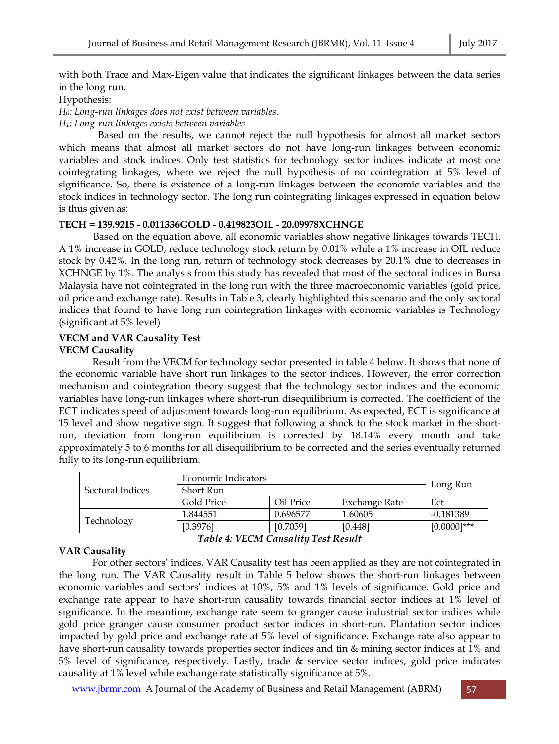with both Trace and Max-Eigen value that indicates the significant linkages between the data series in the long run.

Hypothesis:

*$H_0$: Long-run linkages does not exist between variables.*

*$H_1$: Long-run linkages exists between variables*

Based on the results, we cannot reject the null hypothesis for almost all market sectors which means that almost all market sectors do not have long-run linkages between economic variables and stock indices. Only test statistics for technology sector indices indicate at most one cointegrating linkages, where we reject the null hypothesis of no cointegration at 5% level of significance. So, there is existence of a long-run linkages between the economic variables and the stock indices in technology sector. The long run cointegrating linkages expressed in equation below is thus given as:

**TECH = 139.9215 - 0.011336GOLD - 0.419823OIL - 20.09978XCHNGE**

Based on the equation above, all economic variables show negative linkages towards TECH. A 1% increase in GOLD, reduce technology stock return by 0.01% while a 1% increase in OIL reduce stock by 0.42%. In the long run, return of technology stock decreases by 20.1% due to decreases in XCHNGE by 1%. The analysis from this study has revealed that most of the sectoral indices in Bursa Malaysia have not cointegrated in the long run with the three macroeconomic variables (gold price, oil price and exchange rate). Results in Table 3, clearly highlighted this scenario and the only sectoral indices that found to have long run cointegration linkages with economic variables is Technology (significant at 5% level)

## VECM and VAR Causality Test

### VECM Causality

Result from the VECM for technology sector presented in table 4 below. It shows that none of the economic variable have short run linkages to the sector indices. However, the error correction mechanism and cointegration theory suggest that the technology sector indices and the economic variables have long-run linkages where short-run disequilibrium is corrected. The coefficient of the ECT indicates speed of adjustment towards long-run equilibrium. As expected, ECT is significance at 15 level and show negative sign. It suggest that following a shock to the stock market in the short-run, deviation from long-run equilibrium is corrected by 18.14% every month and take approximately 5 to 6 months for all disequilibrium to be corrected and the series eventually returned fully to its long-run equilibrium.

| Sectoral Indices | Economic Indicators | | | Long Run |
|---|---|---|---|---|
| | Short Run | | | |
| | Gold Price | Oil Price | Exchange Rate | Ect |
| Technology | 1.844551 | 0.696577 | 1.60605 | -0.181389 |
| | [0.3976] | [0.7059] | [0.448] | [0.0000]*** |

***Table 4: VECM Causality Test Result***

### VAR Causality

For other sectors' indices, VAR Causality test has been applied as they are not cointegrated in the long run. The VAR Causality result in Table 5 below shows the short-run linkages between economic variables and sectors' indices at 10%, 5% and 1% levels of significance. Gold price and exchange rate appear to have short-run causality towards financial sector indices at 1% level of significance. In the meantime, exchange rate seem to granger cause industrial sector indices while gold price granger cause consumer product sector indices in short-run. Plantation sector indices impacted by gold price and exchange rate at 5% level of significance. Exchange rate also appear to have short-run causality towards properties sector indices and tin & mining sector indices at 1% and 5% level of significance, respectively. Lastly, trade & service sector indices, gold price indicates causality at 1% level while exchange rate statistically significance at 5%.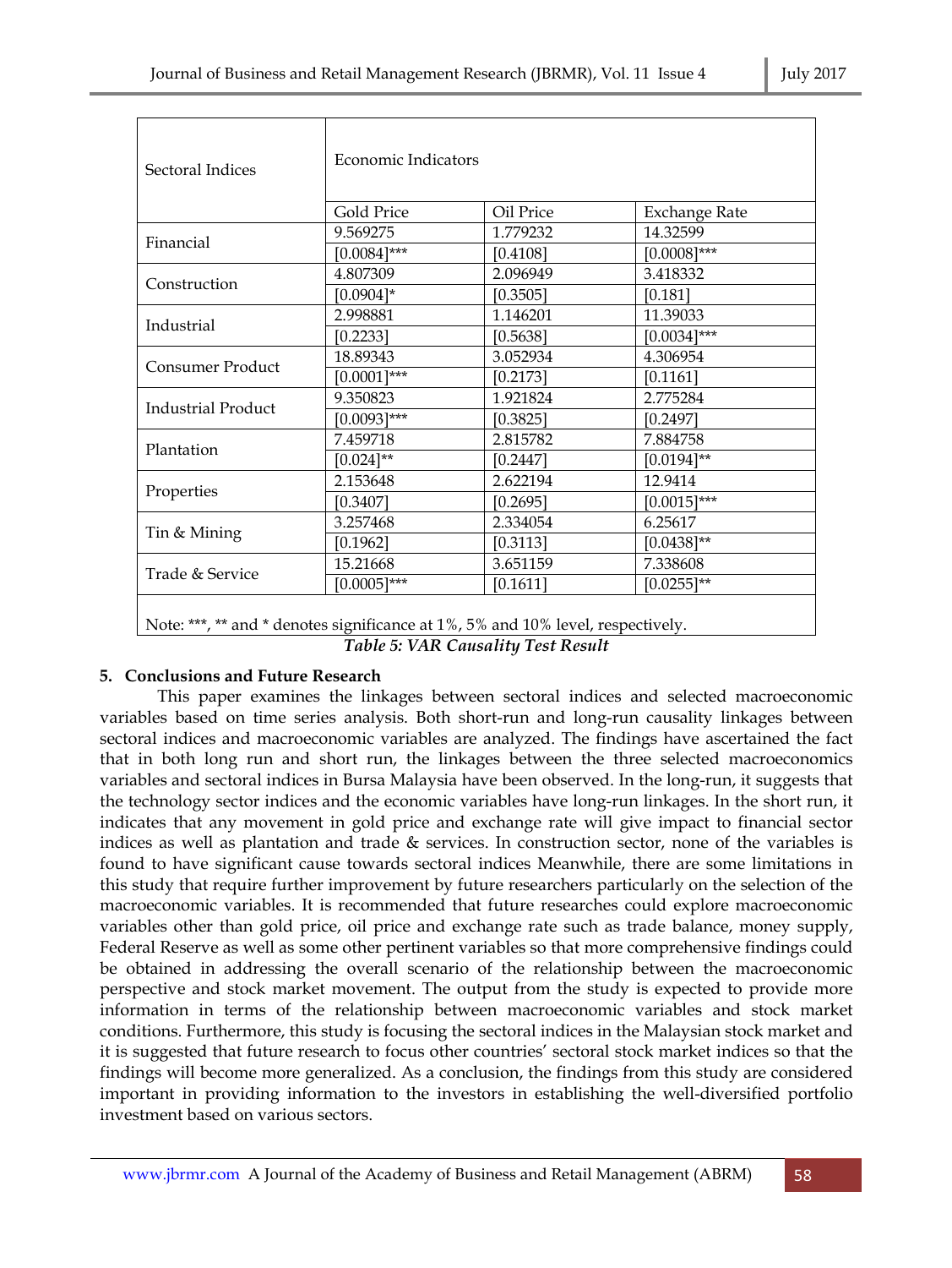| Sectoral Indices | Economic Indicators | | |
|---|---|---|---|
| | Gold Price | Oil Price | Exchange Rate |
| Financial | 9.569275 | 1.779232 | 14.32599 |
| | [0.0084]*** | [0.4108] | [0.0008]*** |
| Construction | 4.807309 | 2.096949 | 3.418332 |
| | [0.0904]* | [0.3505] | [0.181] |
| Industrial | 2.998881 | 1.146201 | 11.39033 |
| | [0.2233] | [0.5638] | [0.0034]*** |
| Consumer Product | 18.89343 | 3.052934 | 4.306954 |
| | [0.0001]*** | [0.2173] | [0.1161] |
| Industrial Product | 9.350823 | 1.921824 | 2.775284 |
| | [0.0093]*** | [0.3825] | [0.2497] |
| Plantation | 7.459718 | 2.815782 | 7.884758 |
| | [0.024]** | [0.2447] | [0.0194]** |
| Properties | 2.153648 | 2.622194 | 12.9414 |
| | [0.3407] | [0.2695] | [0.0015]*** |
| Tin & Mining | 3.257468 | 2.334054 | 6.25617 |
| | [0.1962] | [0.3113] | [0.0438]** |
| Trade & Service | 15.21668 | 3.651159 | 7.338608 |
| | [0.0005]*** | [0.1611] | [0.0255]** |

Note: ***, ** and * denotes significance at 1%, 5% and 10% level, respectively.

*Table 5: VAR Causality Test Result*

## 5. Conclusions and Future Research

This paper examines the linkages between sectoral indices and selected macroeconomic variables based on time series analysis. Both short-run and long-run causality linkages between sectoral indices and macroeconomic variables are analyzed. The findings have ascertained the fact that in both long run and short run, the linkages between the three selected macroeconomics variables and sectoral indices in Bursa Malaysia have been observed. In the long-run, it suggests that the technology sector indices and the economic variables have long-run linkages. In the short run, it indicates that any movement in gold price and exchange rate will give impact to financial sector indices as well as plantation and trade & services. In construction sector, none of the variables is found to have significant cause towards sectoral indices Meanwhile, there are some limitations in this study that require further improvement by future researchers particularly on the selection of the macroeconomic variables. It is recommended that future researches could explore macroeconomic variables other than gold price, oil price and exchange rate such as trade balance, money supply, Federal Reserve as well as some other pertinent variables so that more comprehensive findings could be obtained in addressing the overall scenario of the relationship between the macroeconomic perspective and stock market movement. The output from the study is expected to provide more information in terms of the relationship between macroeconomic variables and stock market conditions. Furthermore, this study is focusing the sectoral indices in the Malaysian stock market and it is suggested that future research to focus other countries' sectoral stock market indices so that the findings will become more generalized. As a conclusion, the findings from this study are considered important in providing information to the investors in establishing the well-diversified portfolio investment based on various sectors.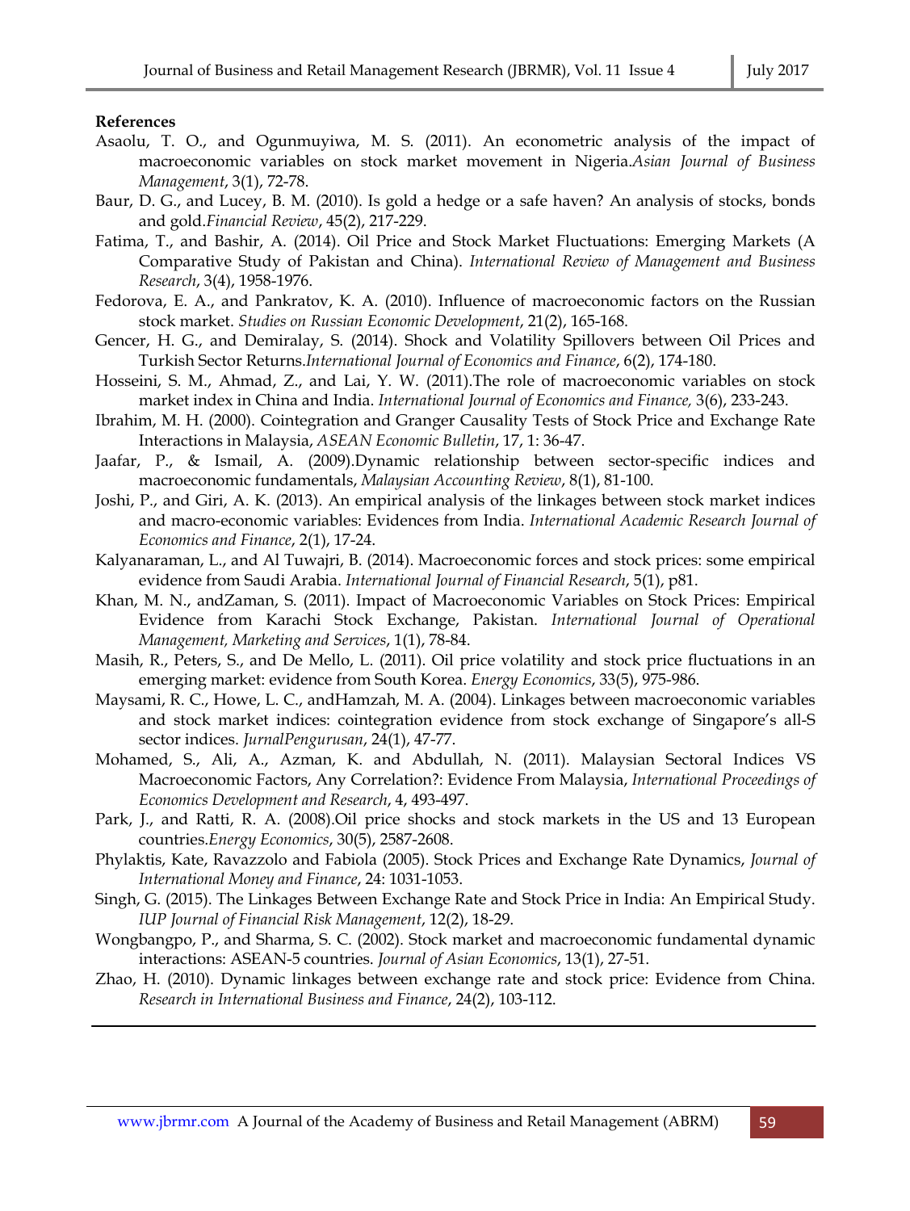**References**

Asaolu, T. O., and Ogunmuyiwa, M. S. (2011). An econometric analysis of the impact of macroeconomic variables on stock market movement in Nigeria.*Asian Journal of Business Management*, 3(1), 72-78.

Baur, D. G., and Lucey, B. M. (2010). Is gold a hedge or a safe haven? An analysis of stocks, bonds and gold.*Financial Review*, 45(2), 217-229.

Fatima, T., and Bashir, A. (2014). Oil Price and Stock Market Fluctuations: Emerging Markets (A Comparative Study of Pakistan and China). *International Review of Management and Business Research*, 3(4), 1958-1976.

Fedorova, E. A., and Pankratov, K. A. (2010). Influence of macroeconomic factors on the Russian stock market. *Studies on Russian Economic Development*, 21(2), 165-168.

Gencer, H. G., and Demiralay, S. (2014). Shock and Volatility Spillovers between Oil Prices and Turkish Sector Returns.*International Journal of Economics and Finance*, 6(2), 174-180.

Hosseini, S. M., Ahmad, Z., and Lai, Y. W. (2011).The role of macroeconomic variables on stock market index in China and India. *International Journal of Economics and Finance,* 3(6), 233-243.

Ibrahim, M. H. (2000). Cointegration and Granger Causality Tests of Stock Price and Exchange Rate Interactions in Malaysia, *ASEAN Economic Bulletin*, 17, 1: 36-47.

Jaafar, P., & Ismail, A. (2009).Dynamic relationship between sector-specific indices and macroeconomic fundamentals, *Malaysian Accounting Review*, 8(1), 81-100.

Joshi, P., and Giri, A. K. (2013). An empirical analysis of the linkages between stock market indices and macro-economic variables: Evidences from India. *International Academic Research Journal of Economics and Finance*, 2(1), 17-24.

Kalyanaraman, L., and Al Tuwajri, B. (2014). Macroeconomic forces and stock prices: some empirical evidence from Saudi Arabia. *International Journal of Financial Research*, 5(1), p81.

Khan, M. N., andZaman, S. (2011). Impact of Macroeconomic Variables on Stock Prices: Empirical Evidence from Karachi Stock Exchange, Pakistan. *International Journal of Operational Management, Marketing and Services*, 1(1), 78-84.

Masih, R., Peters, S., and De Mello, L. (2011). Oil price volatility and stock price fluctuations in an emerging market: evidence from South Korea. *Energy Economics*, 33(5), 975-986.

Maysami, R. C., Howe, L. C., andHamzah, M. A. (2004). Linkages between macroeconomic variables and stock market indices: cointegration evidence from stock exchange of Singapore's all-S sector indices. *JurnalPengurusan*, 24(1), 47-77.

Mohamed, S., Ali, A., Azman, K. and Abdullah, N. (2011). Malaysian Sectoral Indices VS Macroeconomic Factors, Any Correlation?: Evidence From Malaysia, *International Proceedings of Economics Development and Research*, 4, 493-497.

Park, J., and Ratti, R. A. (2008).Oil price shocks and stock markets in the US and 13 European countries.*Energy Economics*, 30(5), 2587-2608.

Phylaktis, Kate, Ravazzolo and Fabiola (2005). Stock Prices and Exchange Rate Dynamics, *Journal of International Money and Finance*, 24: 1031-1053.

Singh, G. (2015). The Linkages Between Exchange Rate and Stock Price in India: An Empirical Study. *IUP Journal of Financial Risk Management*, 12(2), 18-29.

Wongbangpo, P., and Sharma, S. C. (2002). Stock market and macroeconomic fundamental dynamic interactions: ASEAN-5 countries. *Journal of Asian Economics*, 13(1), 27-51.

Zhao, H. (2010). Dynamic linkages between exchange rate and stock price: Evidence from China. *Research in International Business and Finance*, 24(2), 103-112.